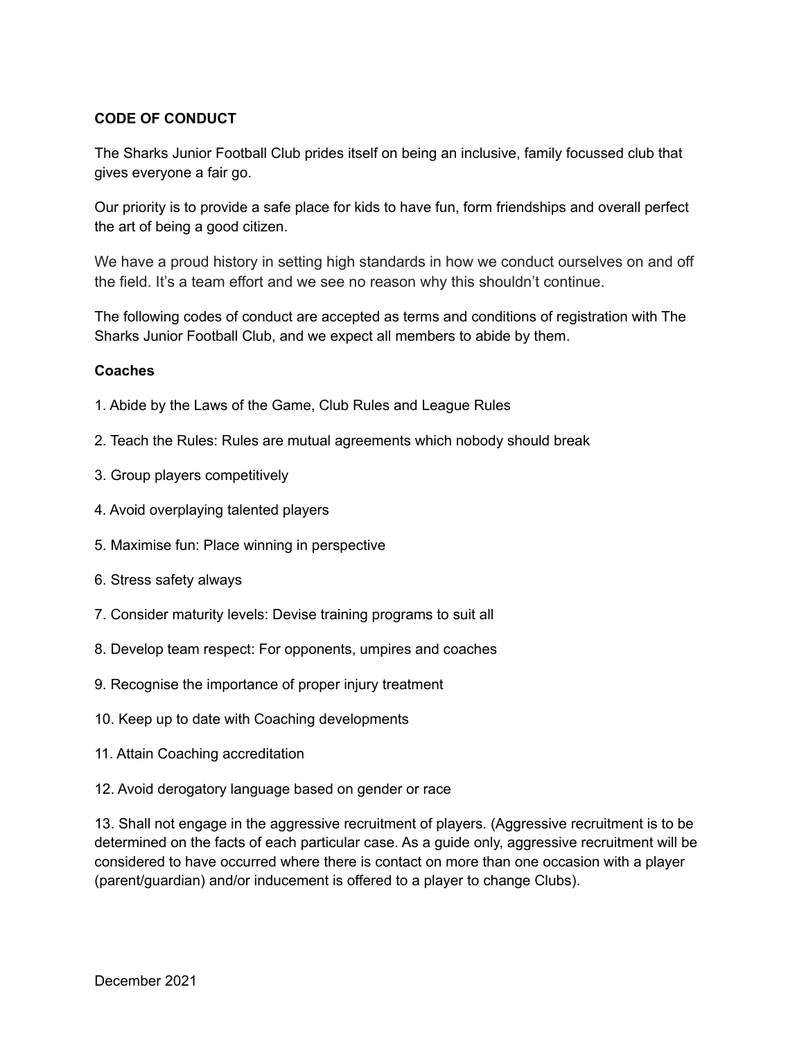**CODE OF CONDUCT**

The Sharks Junior Football Club prides itself on being an inclusive, family focussed club that gives everyone a fair go.

Our priority is to provide a safe place for kids to have fun, form friendships and overall perfect the art of being a good citizen.

We have a proud history in setting high standards in how we conduct ourselves on and off the field. It's a team effort and we see no reason why this shouldn't continue.

The following codes of conduct are accepted as terms and conditions of registration with The Sharks Junior Football Club, and we expect all members to abide by them.

**Coaches**

1. Abide by the Laws of the Game, Club Rules and League Rules

2. Teach the Rules: Rules are mutual agreements which nobody should break

3. Group players competitively

4. Avoid overplaying talented players

5. Maximise fun: Place winning in perspective

6. Stress safety always

7. Consider maturity levels: Devise training programs to suit all

8. Develop team respect: For opponents, umpires and coaches

9. Recognise the importance of proper injury treatment

10. Keep up to date with Coaching developments

11. Attain Coaching accreditation

12. Avoid derogatory language based on gender or race

13. Shall not engage in the aggressive recruitment of players. (Aggressive recruitment is to be determined on the facts of each particular case. As a guide only, aggressive recruitment will be considered to have occurred where there is contact on more than one occasion with a player (parent/guardian) and/or inducement is offered to a player to change Clubs).

December 2021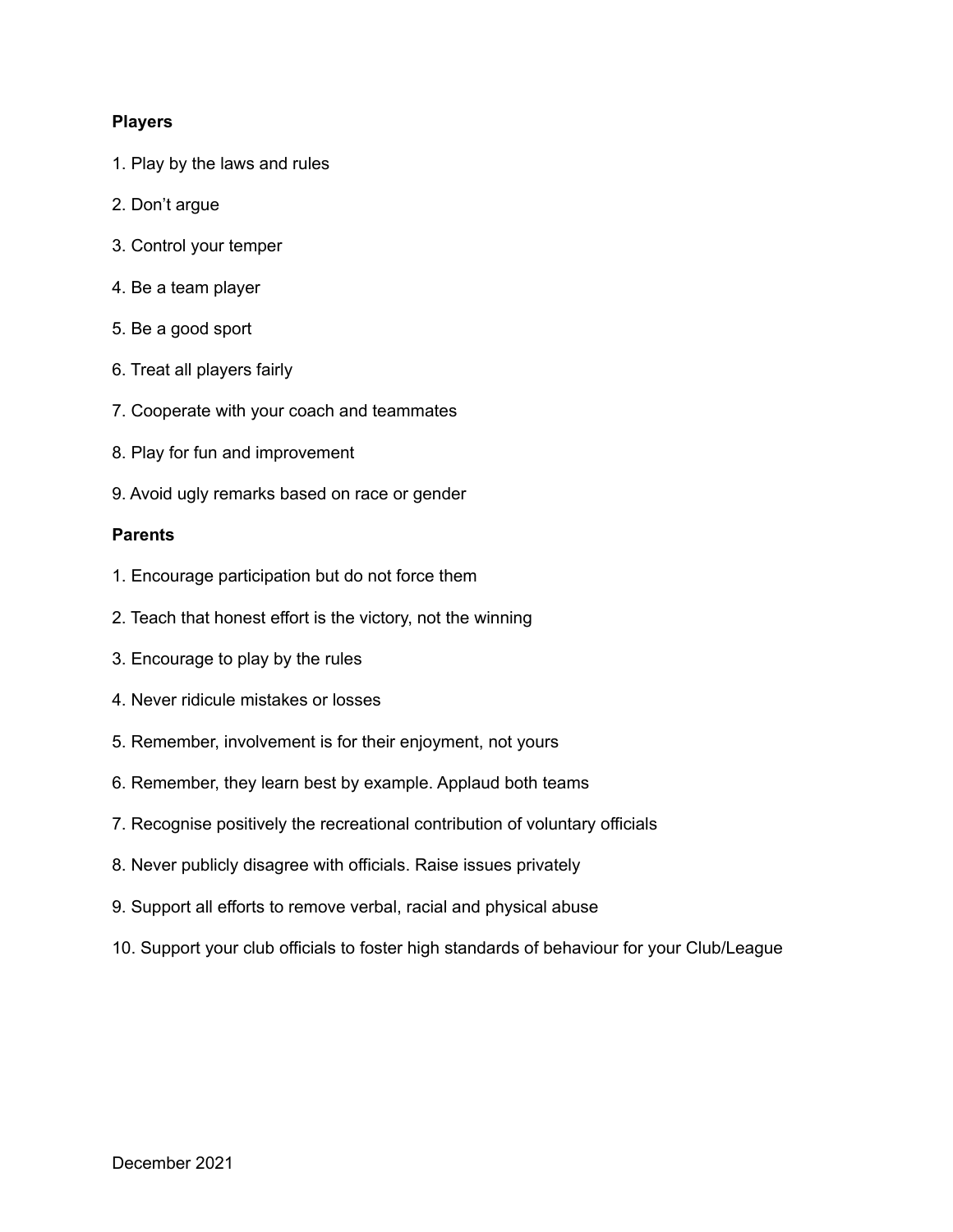**Players**

1. Play by the laws and rules
2. Don't argue
3. Control your temper
4. Be a team player
5. Be a good sport
6. Treat all players fairly
7. Cooperate with your coach and teammates
8. Play for fun and improvement
9. Avoid ugly remarks based on race or gender

**Parents**

1. Encourage participation but do not force them
2. Teach that honest effort is the victory, not the winning
3. Encourage to play by the rules
4. Never ridicule mistakes or losses
5. Remember, involvement is for their enjoyment, not yours
6. Remember, they learn best by example. Applaud both teams
7. Recognise positively the recreational contribution of voluntary officials
8. Never publicly disagree with officials. Raise issues privately
9. Support all efforts to remove verbal, racial and physical abuse
10. Support your club officials to foster high standards of behaviour for your Club/League

December 2021